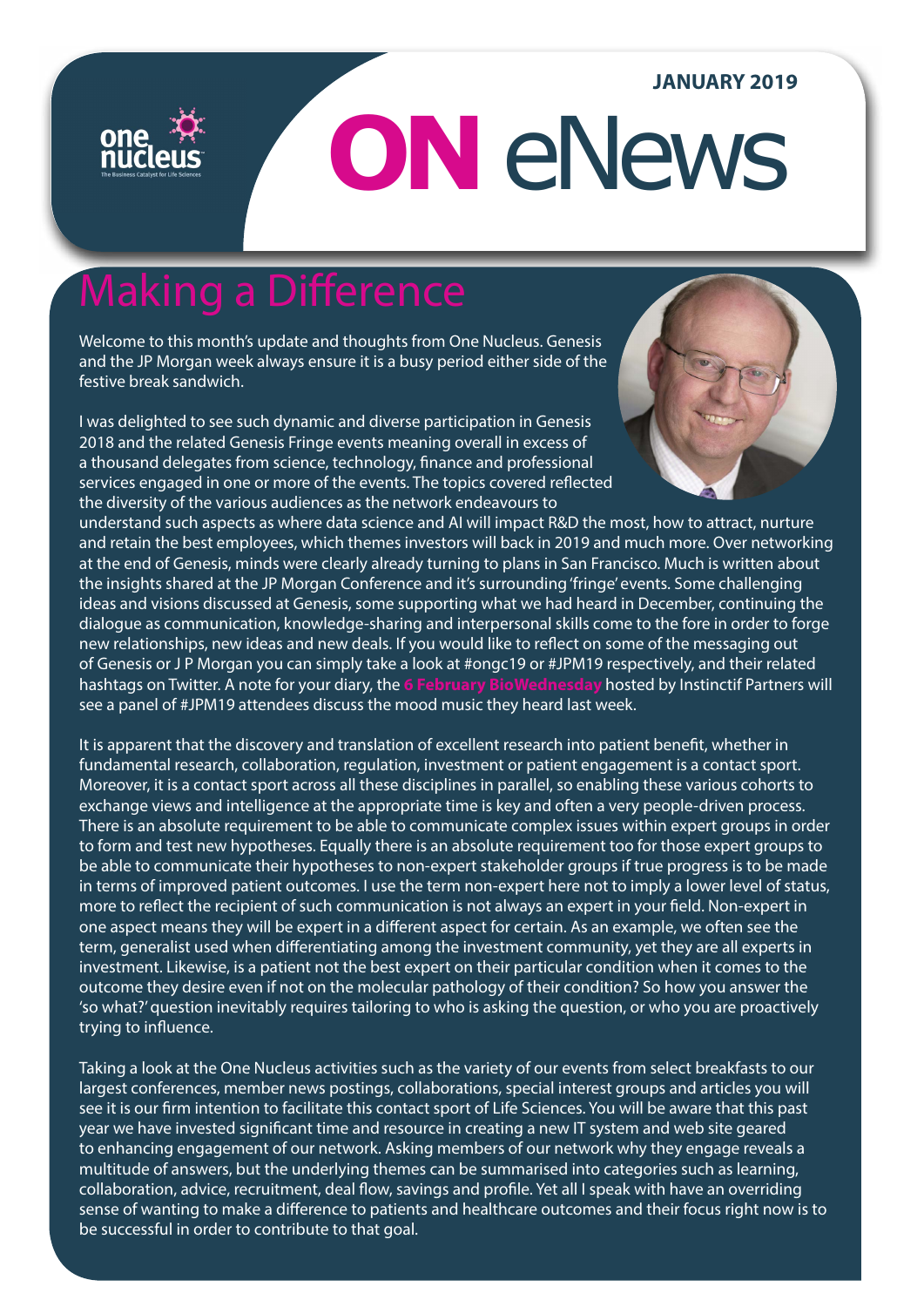JANUARY 2019

# ON eNews

## Making a Difference

Welcome to this month's update and thoughts from One Nucleus. Genesis and the JP Morgan week always ensure it is a busy period either side of the festive break sandwich.

I was delighted to see such dynamic and diverse participation in Genesis 2018 and the related Genesis Fringe events meaning overall in excess of a thousand delegates from science, technology, finance and professional services engaged in one or more of the events. The topics covered reflected the diversity of the various audiences as the network endeavours to understand such aspects as where data science and AI will impact R&D the most, how to attract, nurture and retain the best employees, which themes investors will back in 2019 and much more. Over networking at the end of Genesis, minds were clearly already turning to plans in San Francisco. Much is written about the insights shared at the JP Morgan Conference and it's surrounding 'fringe' events. Some challenging ideas and visions discussed at Genesis, some supporting what we had heard in December, continuing the dialogue as communication, knowledge-sharing and interpersonal skills come to the fore in order to forge new relationships, new ideas and new deals. If you would like to reflect on some of the messaging out of Genesis or J P Morgan you can simply take a look at #ongc19 or #JPM19 respectively, and their related hashtags on Twitter. A note for your diary, the **6 February BioWednesday** hosted by Instinctif Partners will see a panel of #JPM19 attendees discuss the mood music they heard last week.

It is apparent that the discovery and translation of excellent research into patient benefit, whether in fundamental research, collaboration, regulation, investment or patient engagement is a contact sport. Moreover, it is a contact sport across all these disciplines in parallel, so enabling these various cohorts to exchange views and intelligence at the appropriate time is key and often a very people-driven process. There is an absolute requirement to be able to communicate complex issues within expert groups in order to form and test new hypotheses. Equally there is an absolute requirement too for those expert groups to be able to communicate their hypotheses to non-expert stakeholder groups if true progress is to be made in terms of improved patient outcomes. I use the term non-expert here not to imply a lower level of status, more to reflect the recipient of such communication is not always an expert in your field. Non-expert in one aspect means they will be expert in a different aspect for certain. As an example, we often see the term, generalist used when differentiating among the investment community, yet they are all experts in investment. Likewise, is a patient not the best expert on their particular condition when it comes to the outcome they desire even if not on the molecular pathology of their condition? So how you answer the 'so what?' question inevitably requires tailoring to who is asking the question, or who you are proactively trying to influence.

Taking a look at the One Nucleus activities such as the variety of our events from select breakfasts to our largest conferences, member news postings, collaborations, special interest groups and articles you will see it is our firm intention to facilitate this contact sport of Life Sciences. You will be aware that this past year we have invested significant time and resource in creating a new IT system and web site geared to enhancing engagement of our network. Asking members of our network why they engage reveals a multitude of answers, but the underlying themes can be summarised into categories such as learning, collaboration, advice, recruitment, deal flow, savings and profile. Yet all I speak with have an overriding sense of wanting to make a difference to patients and healthcare outcomes and their focus right now is to be successful in order to contribute to that goal.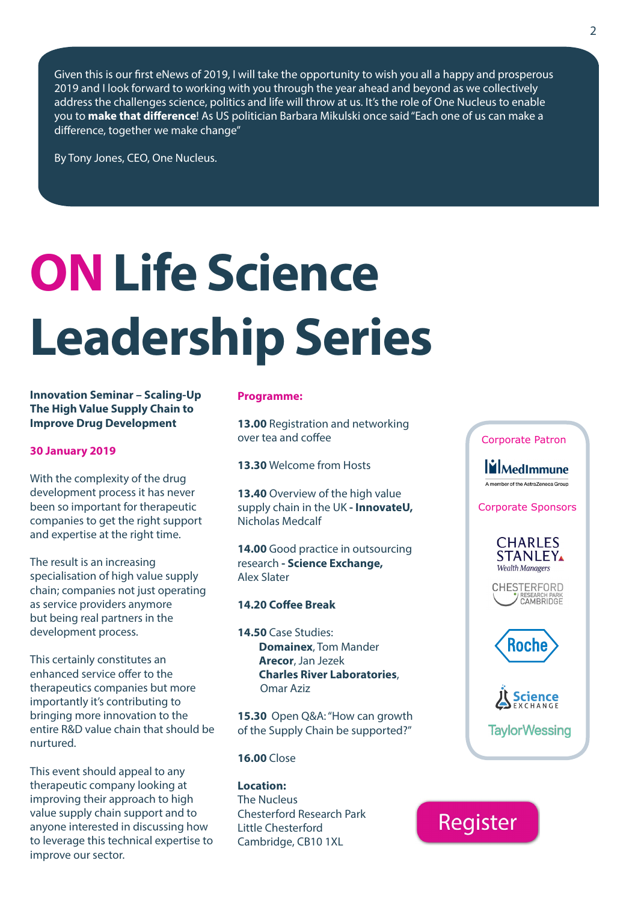Given this is our first eNews of 2019, I will take the opportunity to wish you all a happy and prosperous 2019 and I look forward to working with you through the year ahead and beyond as we collectively address the challenges science, politics and life will throw at us. It's the role of One Nucleus to enable you to **make that difference**! As US politician Barbara Mikulski once said "Each one of us can make a difference, together we make change"

By Tony Jones, CEO, One Nucleus.

# ON Life Science Leadership Series

**Innovation Seminar – Scaling-Up The High Value Supply Chain to Improve Drug Development**

**30 January 2019**

With the complexity of the drug development process it has never been so important for therapeutic companies to get the right support and expertise at the right time.

The result is an increasing specialisation of high value supply chain; companies not just operating as service providers anymore but being real partners in the development process.

This certainly constitutes an enhanced service offer to the therapeutics companies but more importantly it's contributing to bringing more innovation to the entire R&D value chain that should be nurtured.

This event should appeal to any therapeutic company looking at improving their approach to high value supply chain support and to anyone interested in discussing how to leverage this technical expertise to improve our sector.

**Programme:**

**13.00** Registration and networking over tea and coffee

**13.30** Welcome from Hosts

**13.40** Overview of the high value supply chain in the UK **- InnovateU,** Nicholas Medcalf

**14.00** Good practice in outsourcing research **- Science Exchange,** Alex Slater

**14.20 Coffee Break**

**14.50** Case Studies:
- **Domainex**, Tom Mander
- **Arecor**, Jan Jezek
- **Charles River Laboratories**, Omar Aziz

**15.30** Open Q&A: "How can growth of the Supply Chain be supported?"

**16.00** Close

**Location:**
The Nucleus
Chesterford Research Park
Little Chesterford
Cambridge, CB10 1XL

Corporate Patron

MedImmune – A member of the AstraZeneca Group

Corporate Sponsors

Charles Stanley Wealth Managers

Chesterford Research Park Cambridge

Roche

Science Exchange

TaylorWessing

Register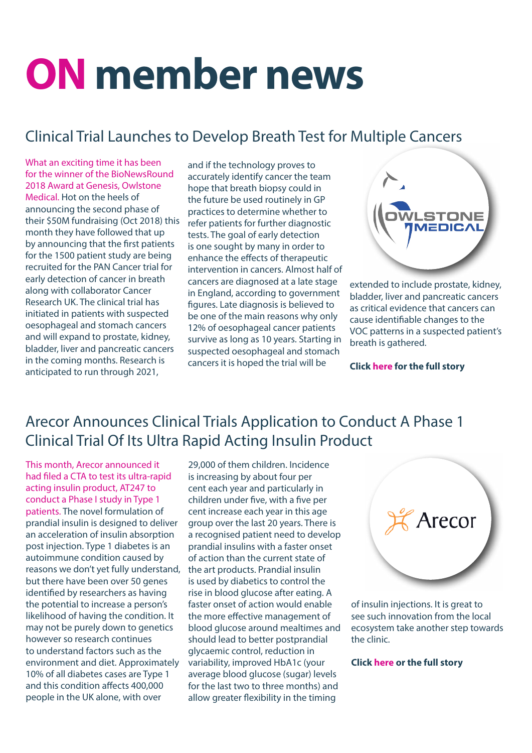# ON member news

## Clinical Trial Launches to Develop Breath Test for Multiple Cancers

What an exciting time it has been for the winner of the BioNewsRound 2018 Award at Genesis, Owlstone Medical. Hot on the heels of announcing the second phase of their $50M fundraising (Oct 2018) this month they have followed that up by announcing that the first patients for the 1500 patient study are being recruited for the PAN Cancer trial for early detection of cancer in breath along with collaborator Cancer Research UK. The clinical trial has initiated in patients with suspected oesophageal and stomach cancers and will expand to prostate, kidney, bladder, liver and pancreatic cancers in the coming months. Research is anticipated to run through 2021, and if the technology proves to accurately identify cancer the team hope that breath biopsy could in the future be used routinely in GP practices to determine whether to refer patients for further diagnostic tests. The goal of early detection is one sought by many in order to enhance the effects of therapeutic intervention in cancers. Almost half of cancers are diagnosed at a late stage in England, according to government figures. Late diagnosis is believed to be one of the main reasons why only 12% of oesophageal cancer patients survive as long as 10 years. Starting in suspected oesophageal and stomach cancers it is hoped the trial will be extended to include prostate, kidney, bladder, liver and pancreatic cancers as critical evidence that cancers can cause identifiable changes to the VOC patterns in a suspected patient's breath is gathered.

**Click here for the full story**

## Arecor Announces Clinical Trials Application to Conduct A Phase 1 Clinical Trial Of Its Ultra Rapid Acting Insulin Product

This month, Arecor announced it had filed a CTA to test its ultra-rapid acting insulin product, AT247 to conduct a Phase I study in Type 1 patients. The novel formulation of prandial insulin is designed to deliver an acceleration of insulin absorption post injection. Type 1 diabetes is an autoimmune condition caused by reasons we don't yet fully understand, but there have been over 50 genes identified by researchers as having the potential to increase a person's likelihood of having the condition. It may not be purely down to genetics however so research continues to understand factors such as the environment and diet. Approximately 10% of all diabetes cases are Type 1 and this condition affects 400,000 people in the UK alone, with over 29,000 of them children. Incidence is increasing by about four per cent each year and particularly in children under five, with a five per cent increase each year in this age group over the last 20 years. There is a recognised patient need to develop prandial insulins with a faster onset of action than the current state of the art products. Prandial insulin is used by diabetics to control the rise in blood glucose after eating. A faster onset of action would enable the more effective management of blood glucose around mealtimes and should lead to better postprandial glycaemic control, reduction in variability, improved HbA1c (your average blood glucose (sugar) levels for the last two to three months) and allow greater flexibility in the timing of insulin injections. It is great to see such innovation from the local ecosystem take another step towards the clinic.

**Click here or the full story**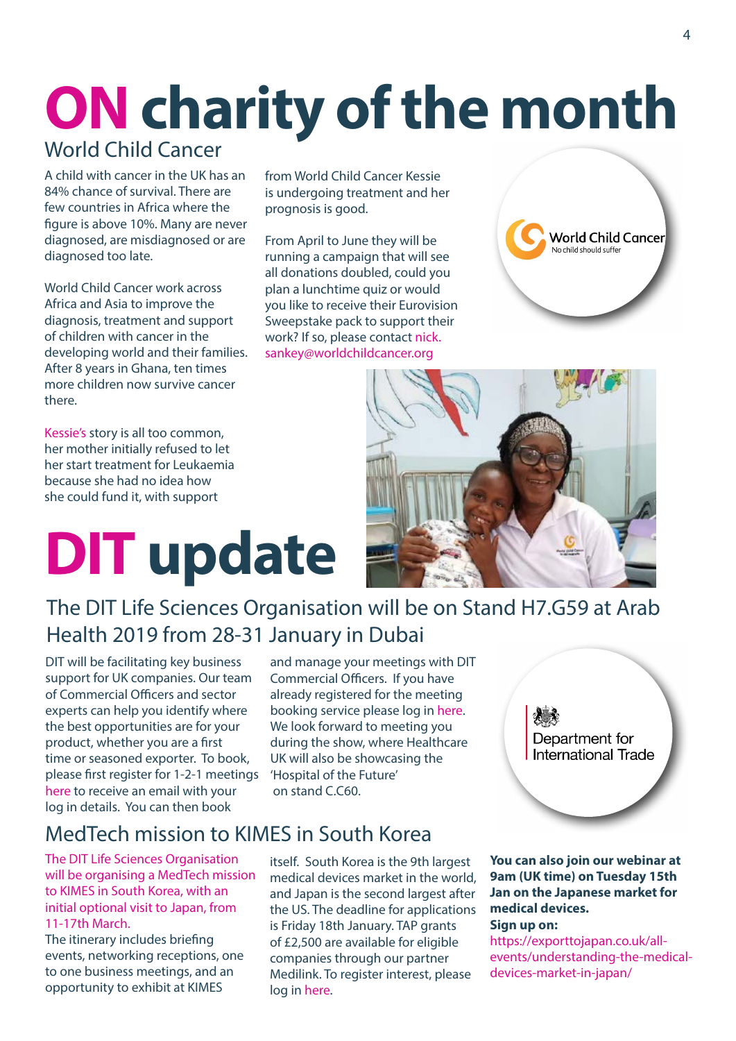# ON charity of the month

## World Child Cancer

A child with cancer in the UK has an 84% chance of survival. There are few countries in Africa where the figure is above 10%. Many are never diagnosed, are misdiagnosed or are diagnosed too late.

World Child Cancer work across Africa and Asia to improve the diagnosis, treatment and support of children with cancer in the developing world and their families. After 8 years in Ghana, ten times more children now survive cancer there.

Kessie's story is all too common, her mother initially refused to let her start treatment for Leukaemia because she had no idea how she could fund it, with support from World Child Cancer Kessie is undergoing treatment and her prognosis is good.

From April to June they will be running a campaign that will see all donations doubled, could you plan a lunchtime quiz or would you like to receive their Eurovision Sweepstake pack to support their work? If so, please contact nick.sankey@worldchildcancer.org

World Child Cancer
No child should suffer

# DIT update

## The DIT Life Sciences Organisation will be on Stand H7.G59 at Arab Health 2019 from 28-31 January in Dubai

DIT will be facilitating key business support for UK companies. Our team of Commercial Officers and sector experts can help you identify where the best opportunities are for your product, whether you are a first time or seasoned exporter. To book, please first register for 1-2-1 meetings here to receive an email with your log in details. You can then book and manage your meetings with DIT Commercial Officers. If you have already registered for the meeting booking service please log in here. We look forward to meeting you during the show, where Healthcare UK will also be showcasing the 'Hospital of the Future' on stand C.C60.

Department for International Trade

## MedTech mission to KIMES in South Korea

The DIT Life Sciences Organisation will be organising a MedTech mission to KIMES in South Korea, with an initial optional visit to Japan, from 11-17th March.

The itinerary includes briefing events, networking receptions, one to one business meetings, and an opportunity to exhibit at KIMES itself. South Korea is the 9th largest medical devices market in the world, and Japan is the second largest after the US. The deadline for applications is Friday 18th January. TAP grants of £2,500 are available for eligible companies through our partner Medilink. To register interest, please log in here.

**You can also join our webinar at 9am (UK time) on Tuesday 15th Jan on the Japanese market for medical devices.**

**Sign up on:**

https://exporttojapan.co.uk/all-events/understanding-the-medical-devices-market-in-japan/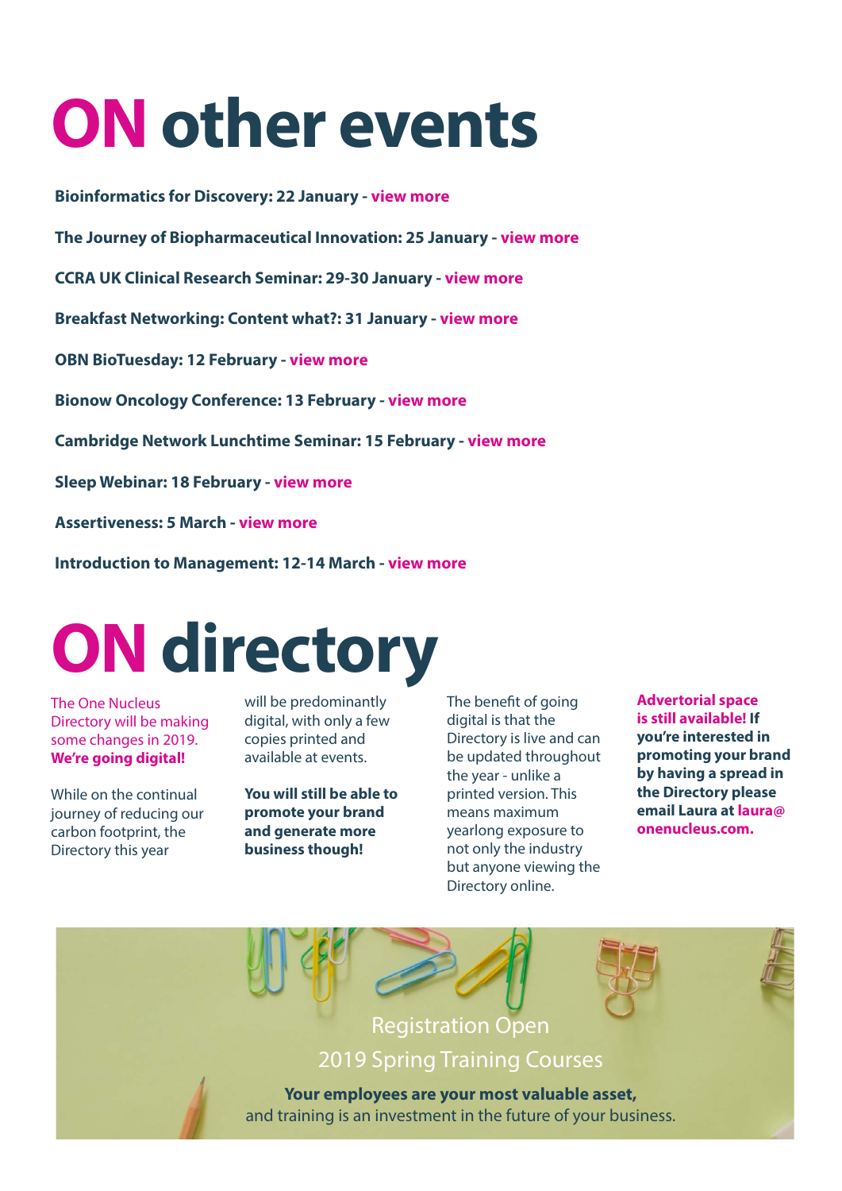# ON other events

**Bioinformatics for Discovery: 22 January - view more**

**The Journey of Biopharmaceutical Innovation: 25 January - view more**

**CCRA UK Clinical Research Seminar: 29-30 January - view more**

**Breakfast Networking: Content what?: 31 January - view more**

**OBN BioTuesday: 12 February - view more**

**Bionow Oncology Conference: 13 February - view more**

**Cambridge Network Lunchtime Seminar: 15 February - view more**

**Sleep Webinar: 18 February - view more**

**Assertiveness: 5 March - view more**

**Introduction to Management: 12-14 March - view more**

# ON directory

The One Nucleus Directory will be making some changes in 2019. **We're going digital!**

While on the continual journey of reducing our carbon footprint, the Directory this year will be predominantly digital, with only a few copies printed and available at events.

**You will still be able to promote your brand and generate more business though!**

The benefit of going digital is that the Directory is live and can be updated throughout the year - unlike a printed version. This means maximum yearlong exposure to not only the industry but anyone viewing the Directory online.

**Advertorial space is still available! If you're interested in promoting your brand by having a spread in the Directory please email Laura at laura@onenucleus.com.**

Registration Open

2019 Spring Training Courses

**Your employees are your most valuable asset,**
and training is an investment in the future of your business.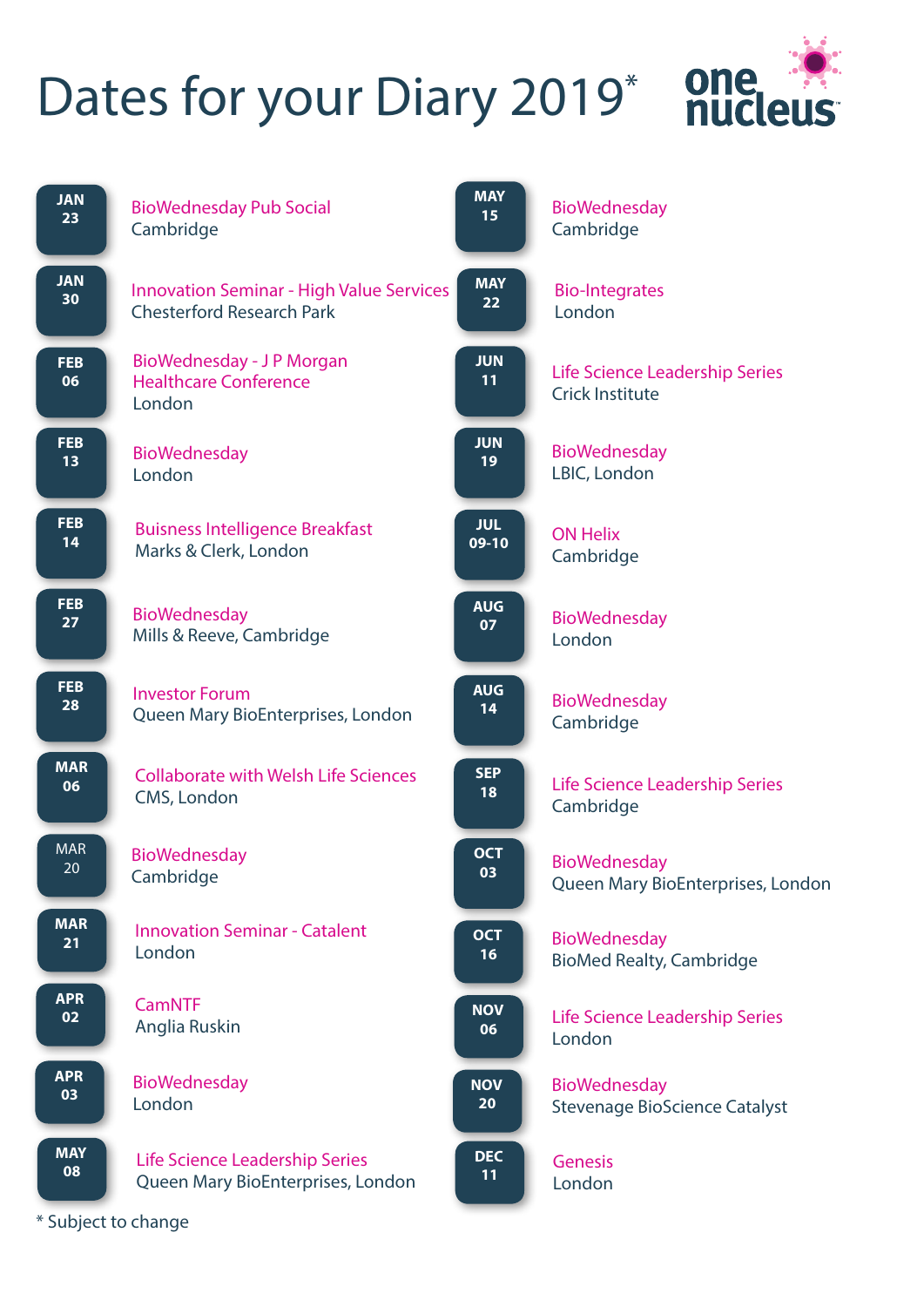# Dates for your Diary 2019*

one nucleus

- **JAN 23** — BioWednesday Pub Social, Cambridge
- **JAN 30** — Innovation Seminar - High Value Services, Chesterford Research Park
- **FEB 06** — BioWednesday - J P Morgan Healthcare Conference, London
- **FEB 13** — BioWednesday, London
- **FEB 14** — Buisness Intelligence Breakfast, Marks & Clerk, London
- **FEB 27** — BioWednesday, Mills & Reeve, Cambridge
- **FEB 28** — Investor Forum, Queen Mary BioEnterprises, London
- **MAR 06** — Collaborate with Welsh Life Sciences, CMS, London
- **MAR 20** — BioWednesday, Cambridge
- **MAR 21** — Innovation Seminar - Catalent, London
- **APR 02** — CamNTF, Anglia Ruskin
- **APR 03** — BioWednesday, London
- **MAY 08** — Life Science Leadership Series, Queen Mary BioEnterprises, London
- **MAY 15** — BioWednesday, Cambridge
- **MAY 22** — Bio-Integrates, London
- **JUN 11** — Life Science Leadership Series, Crick Institute
- **JUN 19** — BioWednesday, LBIC, London
- **JUL 09-10** — ON Helix, Cambridge
- **AUG 07** — BioWednesday, London
- **AUG 14** — BioWednesday, Cambridge
- **SEP 18** — Life Science Leadership Series, Cambridge
- **OCT 03** — BioWednesday, Queen Mary BioEnterprises, London
- **OCT 16** — BioWednesday, BioMed Realty, Cambridge
- **NOV 06** — Life Science Leadership Series, London
- **NOV 20** — BioWednesday, Stevenage BioScience Catalyst
- **DEC 11** — Genesis, London

\* Subject to change